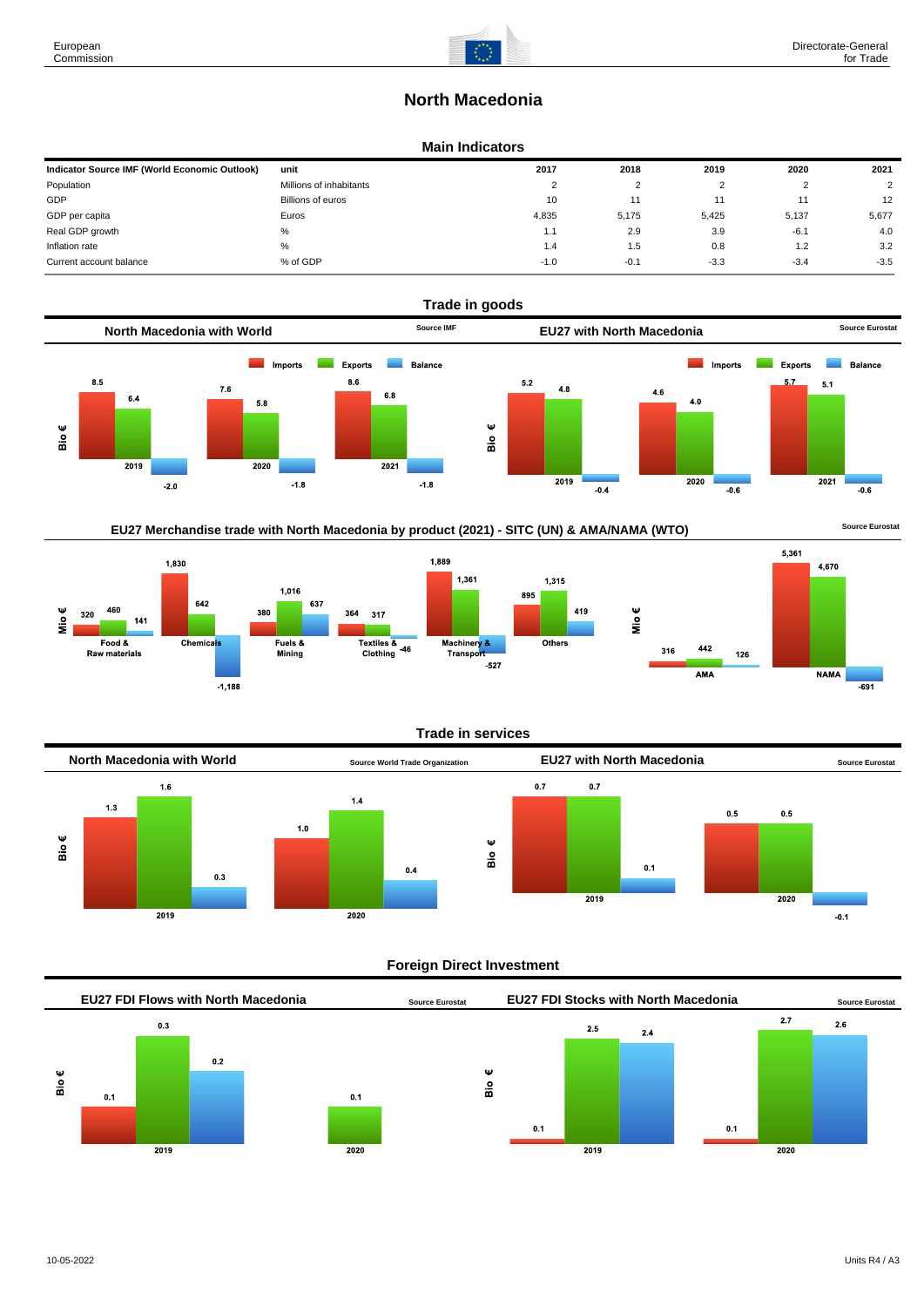# North Macedonia

## Main Indicators

| Indicator Source IMF (World Economic Outlook) | unit | 2017 | 2018 | 2019 | 2020 | 2021 |
|---|---|---|---|---|---|---|
| Population | Millions of inhabitants | 2 | 2 | 2 | 2 | 2 |
| GDP | Billions of euros | 10 | 11 | 11 | 11 | 12 |
| GDP per capita | Euros | 4,835 | 5,175 | 5,425 | 5,137 | 5,677 |
| Real GDP growth | % | 1.1 | 2.9 | 3.9 | -6.1 | 4.0 |
| Inflation rate | % | 1.4 | 1.5 | 0.8 | 1.2 | 3.2 |
| Current account balance | % of GDP | -1.0 | -0.1 | -3.3 | -3.4 | -3.5 |

## Trade in goods

### North Macedonia with World (Source IMF)

Bio €

| | Imports | Exports | Balance |
|---|---|---|---|
| 2019 | 8.5 | 6.4 | -2.0 |
| 2020 | 7.6 | 5.8 | -1.8 |
| 2021 | 8.6 | 6.8 | -1.8 |

### EU27 with North Macedonia (Source Eurostat)

Bio €

| | Imports | Exports | Balance |
|---|---|---|---|
| 2019 | 5.2 | 4.8 | -0.4 |
| 2020 | 4.6 | 4.0 | -0.6 |
| 2021 | 5.7 | 5.1 | -0.6 |

### EU27 Merchandise trade with North Macedonia by product (2021) - SITC (UN) & AMA/NAMA (WTO) (Source Eurostat)

Mio €

| | Imports | Exports | Balance |
|---|---|---|---|
| Food & Raw materials | 320 | 460 | 141 |
| Chemicals | 1,830 | 642 | -1,188 |
| Fuels & Mining | 380 | 1,016 | 637 |
| Textiles & Clothing | 364 | 317 | -46 |
| Machinery & Transport | 1,889 | 1,361 | -527 |
| Others | 895 | 1,315 | 419 |
| AMA | 316 | 442 | 126 |
| NAMA | 5,361 | 4,670 | -691 |

## Trade in services

### North Macedonia with World (Source World Trade Organization)

Bio €

| | Imports | Exports | Balance |
|---|---|---|---|
| 2019 | 1.3 | 1.6 | 0.3 |
| 2020 | 1.0 | 1.4 | 0.4 |

### EU27 with North Macedonia (Source Eurostat)

Bio €

| | Imports | Exports | Balance |
|---|---|---|---|
| 2019 | 0.7 | 0.7 | 0.1 |
| 2020 | 0.5 | 0.5 | -0.1 |

## Foreign Direct Investment

### EU27 FDI Flows with North Macedonia (Source Eurostat)

Bio €

| | | | |
|---|---|---|---|
| 2019 | 0.1 | 0.3 | 0.2 |
| 2020 | | 0.1 | |

### EU27 FDI Stocks with North Macedonia (Source Eurostat)

Bio €

| | | | |
|---|---|---|---|
| 2019 | 0.1 | 2.5 | 2.4 |
| 2020 | 0.1 | 2.7 | 2.6 |

10-05-2022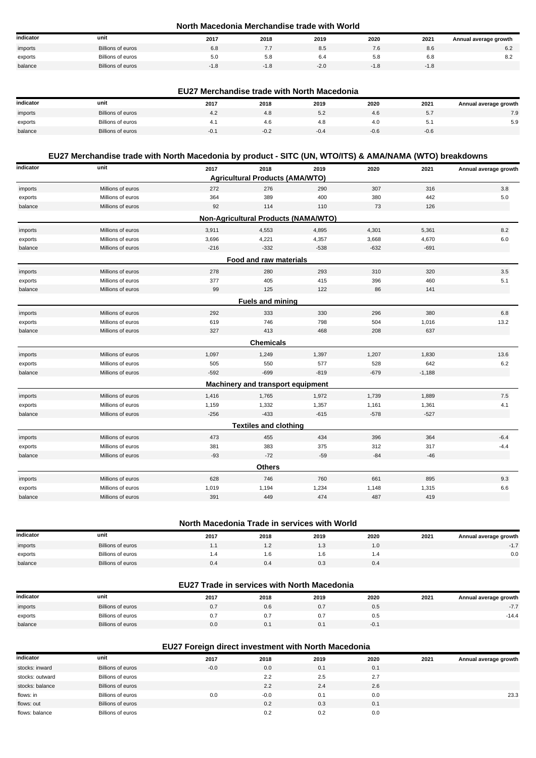## North Macedonia Merchandise trade with World

| indicator | unit | 2017 | 2018 | 2019 | 2020 | 2021 | Annual average growth |
|---|---|---|---|---|---|---|---|
| imports | Billions of euros | 6.8 | 7.7 | 8.5 | 7.6 | 8.6 | 6.2 |
| exports | Billions of euros | 5.0 | 5.8 | 6.4 | 5.8 | 6.8 | 8.2 |
| balance | Billions of euros | -1.8 | -1.8 | -2.0 | -1.8 | -1.8 | |

## EU27 Merchandise trade with North Macedonia

| indicator | unit | 2017 | 2018 | 2019 | 2020 | 2021 | Annual average growth |
|---|---|---|---|---|---|---|---|
| imports | Billions of euros | 4.2 | 4.8 | 5.2 | 4.6 | 5.7 | 7.9 |
| exports | Billions of euros | 4.1 | 4.6 | 4.8 | 4.0 | 5.1 | 5.9 |
| balance | Billions of euros | -0.1 | -0.2 | -0.4 | -0.6 | -0.6 | |

## EU27 Merchandise trade with North Macedonia by product - SITC (UN, WTO/ITS) & AMA/NAMA (WTO) breakdowns

| indicator | unit | 2017 | 2018 | 2019 | 2020 | 2021 | Annual average growth |
|---|---|---|---|---|---|---|---|
| | | | **Agricultural Products (AMA/WTO)** | | | | |
| imports | Millions of euros | 272 | 276 | 290 | 307 | 316 | 3.8 |
| exports | Millions of euros | 364 | 389 | 400 | 380 | 442 | 5.0 |
| balance | Millions of euros | 92 | 114 | 110 | 73 | 126 | |
| | | | **Non-Agricultural Products (NAMA/WTO)** | | | | |
| imports | Millions of euros | 3,911 | 4,553 | 4,895 | 4,301 | 5,361 | 8.2 |
| exports | Millions of euros | 3,696 | 4,221 | 4,357 | 3,668 | 4,670 | 6.0 |
| balance | Millions of euros | -216 | -332 | -538 | -632 | -691 | |
| | | | **Food and raw materials** | | | | |
| imports | Millions of euros | 278 | 280 | 293 | 310 | 320 | 3.5 |
| exports | Millions of euros | 377 | 405 | 415 | 396 | 460 | 5.1 |
| balance | Millions of euros | 99 | 125 | 122 | 86 | 141 | |
| | | | **Fuels and mining** | | | | |
| imports | Millions of euros | 292 | 333 | 330 | 296 | 380 | 6.8 |
| exports | Millions of euros | 619 | 746 | 798 | 504 | 1,016 | 13.2 |
| balance | Millions of euros | 327 | 413 | 468 | 208 | 637 | |
| | | | **Chemicals** | | | | |
| imports | Millions of euros | 1,097 | 1,249 | 1,397 | 1,207 | 1,830 | 13.6 |
| exports | Millions of euros | 505 | 550 | 577 | 528 | 642 | 6.2 |
| balance | Millions of euros | -592 | -699 | -819 | -679 | -1,188 | |
| | | | **Machinery and transport equipment** | | | | |
| imports | Millions of euros | 1,416 | 1,765 | 1,972 | 1,739 | 1,889 | 7.5 |
| exports | Millions of euros | 1,159 | 1,332 | 1,357 | 1,161 | 1,361 | 4.1 |
| balance | Millions of euros | -256 | -433 | -615 | -578 | -527 | |
| | | | **Textiles and clothing** | | | | |
| imports | Millions of euros | 473 | 455 | 434 | 396 | 364 | -6.4 |
| exports | Millions of euros | 381 | 383 | 375 | 312 | 317 | -4.4 |
| balance | Millions of euros | -93 | -72 | -59 | -84 | -46 | |
| | | | **Others** | | | | |
| imports | Millions of euros | 628 | 746 | 760 | 661 | 895 | 9.3 |
| exports | Millions of euros | 1,019 | 1,194 | 1,234 | 1,148 | 1,315 | 6.6 |
| balance | Millions of euros | 391 | 449 | 474 | 487 | 419 | |

## North Macedonia Trade in services with World

| indicator | unit | 2017 | 2018 | 2019 | 2020 | 2021 | Annual average growth |
|---|---|---|---|---|---|---|---|
| imports | Billions of euros | 1.1 | 1.2 | 1.3 | 1.0 | | -1.7 |
| exports | Billions of euros | 1.4 | 1.6 | 1.6 | 1.4 | | 0.0 |
| balance | Billions of euros | 0.4 | 0.4 | 0.3 | 0.4 | | |

## EU27 Trade in services with North Macedonia

| indicator | unit | 2017 | 2018 | 2019 | 2020 | 2021 | Annual average growth |
|---|---|---|---|---|---|---|---|
| imports | Billions of euros | 0.7 | 0.6 | 0.7 | 0.5 | | -7.7 |
| exports | Billions of euros | 0.7 | 0.7 | 0.7 | 0.5 | | -14.4 |
| balance | Billions of euros | 0.0 | 0.1 | 0.1 | -0.1 | | |

## EU27 Foreign direct investment with North Macedonia

| indicator | unit | 2017 | 2018 | 2019 | 2020 | 2021 | Annual average growth |
|---|---|---|---|---|---|---|---|
| stocks: inward | Billions of euros | -0.0 | 0.0 | 0.1 | 0.1 | | |
| stocks: outward | Billions of euros | | 2.2 | 2.5 | 2.7 | | |
| stocks: balance | Billions of euros | | 2.2 | 2.4 | 2.6 | | |
| flows: in | Billions of euros | 0.0 | -0.0 | 0.1 | 0.0 | | 23.3 |
| flows: out | Billions of euros | | 0.2 | 0.3 | 0.1 | | |
| flows: balance | Billions of euros | | 0.2 | 0.2 | 0.0 | | |